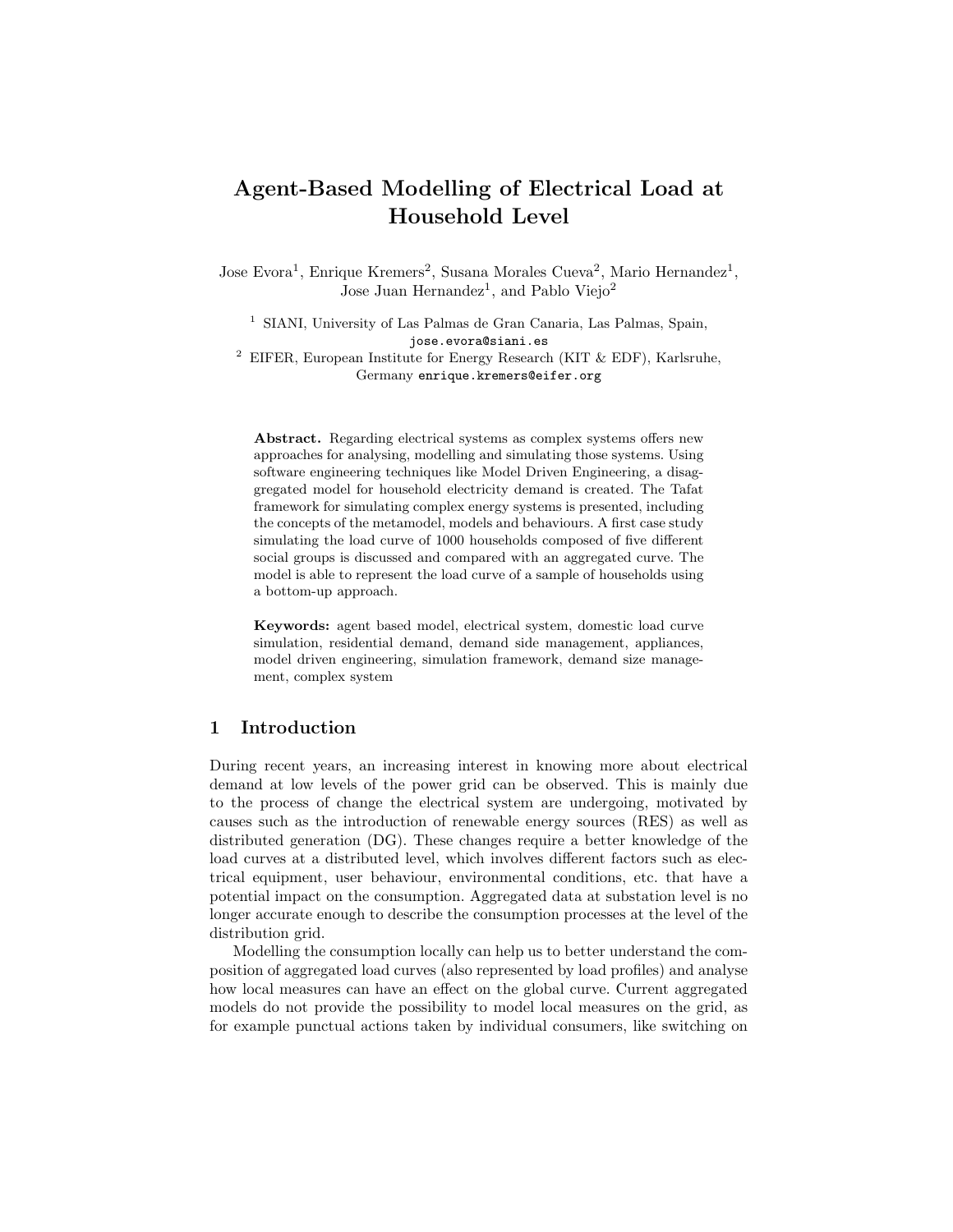# Agent-Based Modelling of Electrical Load at Household Level

Jose Evora[1], Enrique Kremers[2], Susana Morales Cueva[2], Mario Hernandez[1], Jose Juan Hernandez[1], and Pablo Viejo[2]

[1] SIANI, University of Las Palmas de Gran Canaria, Las Palmas, Spain, `jose.evora@siani.es`

[2] EIFER, European Institute for Energy Research (KIT & EDF), Karlsruhe, Germany `enrique.kremers@eifer.org`

**Abstract.** Regarding electrical systems as complex systems offers new approaches for analysing, modelling and simulating those systems. Using software engineering techniques like Model Driven Engineering, a disaggregated model for household electricity demand is created. The Tafat framework for simulating complex energy systems is presented, including the concepts of the metamodel, models and behaviours. A first case study simulating the load curve of 1000 households composed of five different social groups is discussed and compared with an aggregated curve. The model is able to represent the load curve of a sample of households using a bottom-up approach.

**Keywords:** agent based model, electrical system, domestic load curve simulation, residential demand, demand side management, appliances, model driven engineering, simulation framework, demand size management, complex system

## 1 Introduction

During recent years, an increasing interest in knowing more about electrical demand at low levels of the power grid can be observed. This is mainly due to the process of change the electrical system are undergoing, motivated by causes such as the introduction of renewable energy sources (RES) as well as distributed generation (DG). These changes require a better knowledge of the load curves at a distributed level, which involves different factors such as electrical equipment, user behaviour, environmental conditions, etc. that have a potential impact on the consumption. Aggregated data at substation level is no longer accurate enough to describe the consumption processes at the level of the distribution grid.

Modelling the consumption locally can help us to better understand the composition of aggregated load curves (also represented by load profiles) and analyse how local measures can have an effect on the global curve. Current aggregated models do not provide the possibility to model local measures on the grid, as for example punctual actions taken by individual consumers, like switching on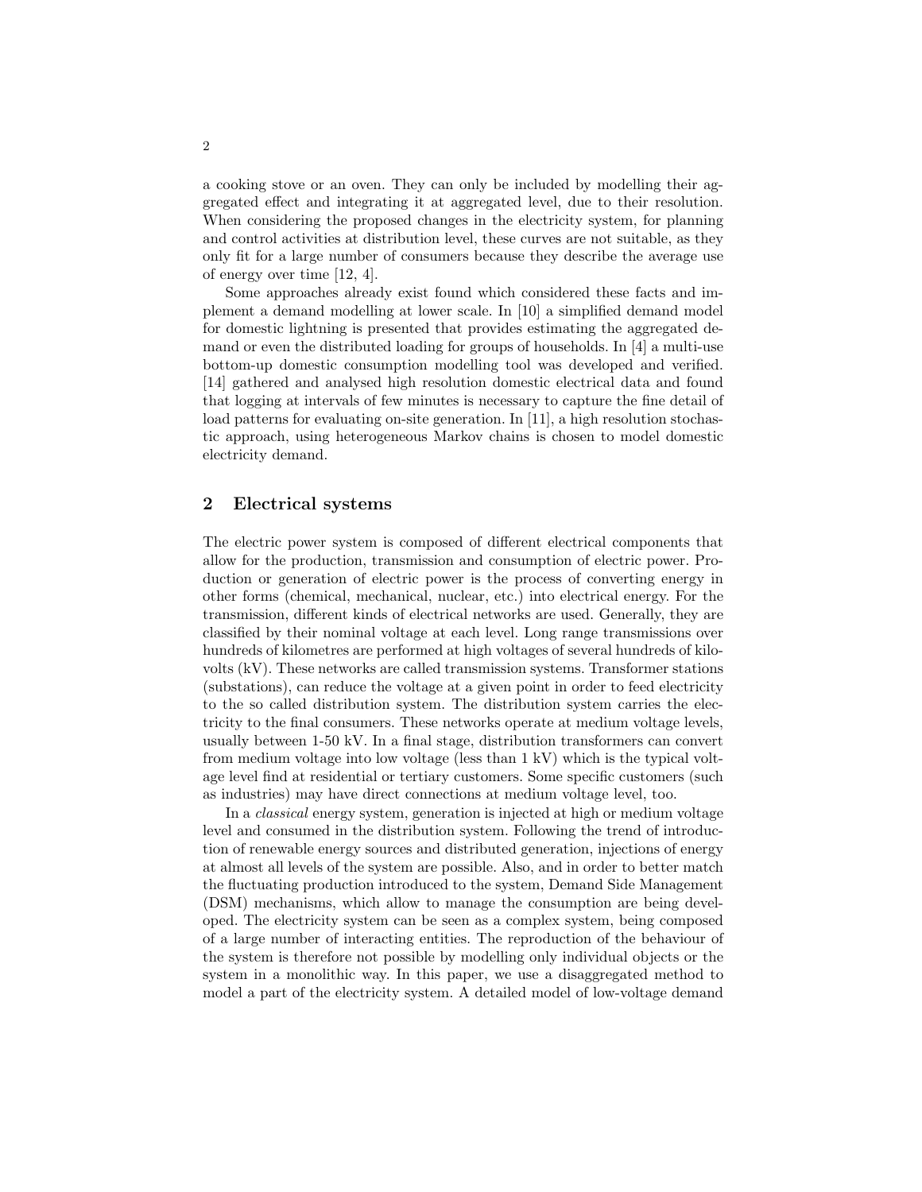a cooking stove or an oven. They can only be included by modelling their aggregated effect and integrating it at aggregated level, due to their resolution. When considering the proposed changes in the electricity system, for planning and control activities at distribution level, these curves are not suitable, as they only fit for a large number of consumers because they describe the average use of energy over time [12, 4].

Some approaches already exist found which considered these facts and implement a demand modelling at lower scale. In [10] a simplified demand model for domestic lightning is presented that provides estimating the aggregated demand or even the distributed loading for groups of households. In [4] a multi-use bottom-up domestic consumption modelling tool was developed and verified. [14] gathered and analysed high resolution domestic electrical data and found that logging at intervals of few minutes is necessary to capture the fine detail of load patterns for evaluating on-site generation. In [11], a high resolution stochastic approach, using heterogeneous Markov chains is chosen to model domestic electricity demand.

## 2 Electrical systems

The electric power system is composed of different electrical components that allow for the production, transmission and consumption of electric power. Production or generation of electric power is the process of converting energy in other forms (chemical, mechanical, nuclear, etc.) into electrical energy. For the transmission, different kinds of electrical networks are used. Generally, they are classified by their nominal voltage at each level. Long range transmissions over hundreds of kilometres are performed at high voltages of several hundreds of kilovolts (kV). These networks are called transmission systems. Transformer stations (substations), can reduce the voltage at a given point in order to feed electricity to the so called distribution system. The distribution system carries the electricity to the final consumers. These networks operate at medium voltage levels, usually between 1-50 kV. In a final stage, distribution transformers can convert from medium voltage into low voltage (less than 1 kV) which is the typical voltage level find at residential or tertiary customers. Some specific customers (such as industries) may have direct connections at medium voltage level, too.

In a *classical* energy system, generation is injected at high or medium voltage level and consumed in the distribution system. Following the trend of introduction of renewable energy sources and distributed generation, injections of energy at almost all levels of the system are possible. Also, and in order to better match the fluctuating production introduced to the system, Demand Side Management (DSM) mechanisms, which allow to manage the consumption are being developed. The electricity system can be seen as a complex system, being composed of a large number of interacting entities. The reproduction of the behaviour of the system is therefore not possible by modelling only individual objects or the system in a monolithic way. In this paper, we use a disaggregated method to model a part of the electricity system. A detailed model of low-voltage demand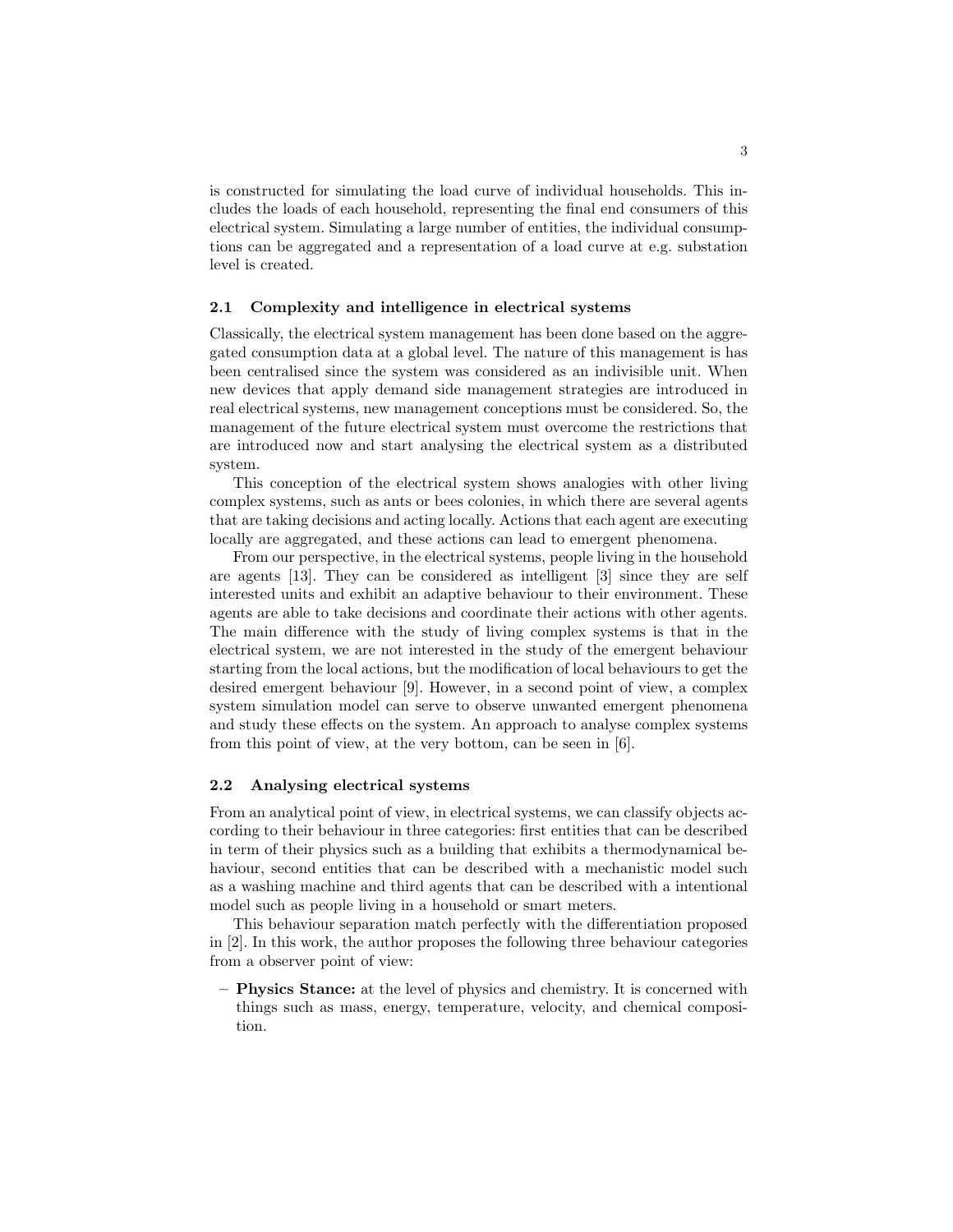is constructed for simulating the load curve of individual households. This includes the loads of each household, representing the final end consumers of this electrical system. Simulating a large number of entities, the individual consumptions can be aggregated and a representation of a load curve at e.g. substation level is created.

### 2.1 Complexity and intelligence in electrical systems

Classically, the electrical system management has been done based on the aggregated consumption data at a global level. The nature of this management is has been centralised since the system was considered as an indivisible unit. When new devices that apply demand side management strategies are introduced in real electrical systems, new management conceptions must be considered. So, the management of the future electrical system must overcome the restrictions that are introduced now and start analysing the electrical system as a distributed system.

This conception of the electrical system shows analogies with other living complex systems, such as ants or bees colonies, in which there are several agents that are taking decisions and acting locally. Actions that each agent are executing locally are aggregated, and these actions can lead to emergent phenomena.

From our perspective, in the electrical systems, people living in the household are agents [13]. They can be considered as intelligent [3] since they are self interested units and exhibit an adaptive behaviour to their environment. These agents are able to take decisions and coordinate their actions with other agents. The main difference with the study of living complex systems is that in the electrical system, we are not interested in the study of the emergent behaviour starting from the local actions, but the modification of local behaviours to get the desired emergent behaviour [9]. However, in a second point of view, a complex system simulation model can serve to observe unwanted emergent phenomena and study these effects on the system. An approach to analyse complex systems from this point of view, at the very bottom, can be seen in [6].

### 2.2 Analysing electrical systems

From an analytical point of view, in electrical systems, we can classify objects according to their behaviour in three categories: first entities that can be described in term of their physics such as a building that exhibits a thermodynamical behaviour, second entities that can be described with a mechanistic model such as a washing machine and third agents that can be described with a intentional model such as people living in a household or smart meters.

This behaviour separation match perfectly with the differentiation proposed in [2]. In this work, the author proposes the following three behaviour categories from a observer point of view:

- **Physics Stance:** at the level of physics and chemistry. It is concerned with things such as mass, energy, temperature, velocity, and chemical composition.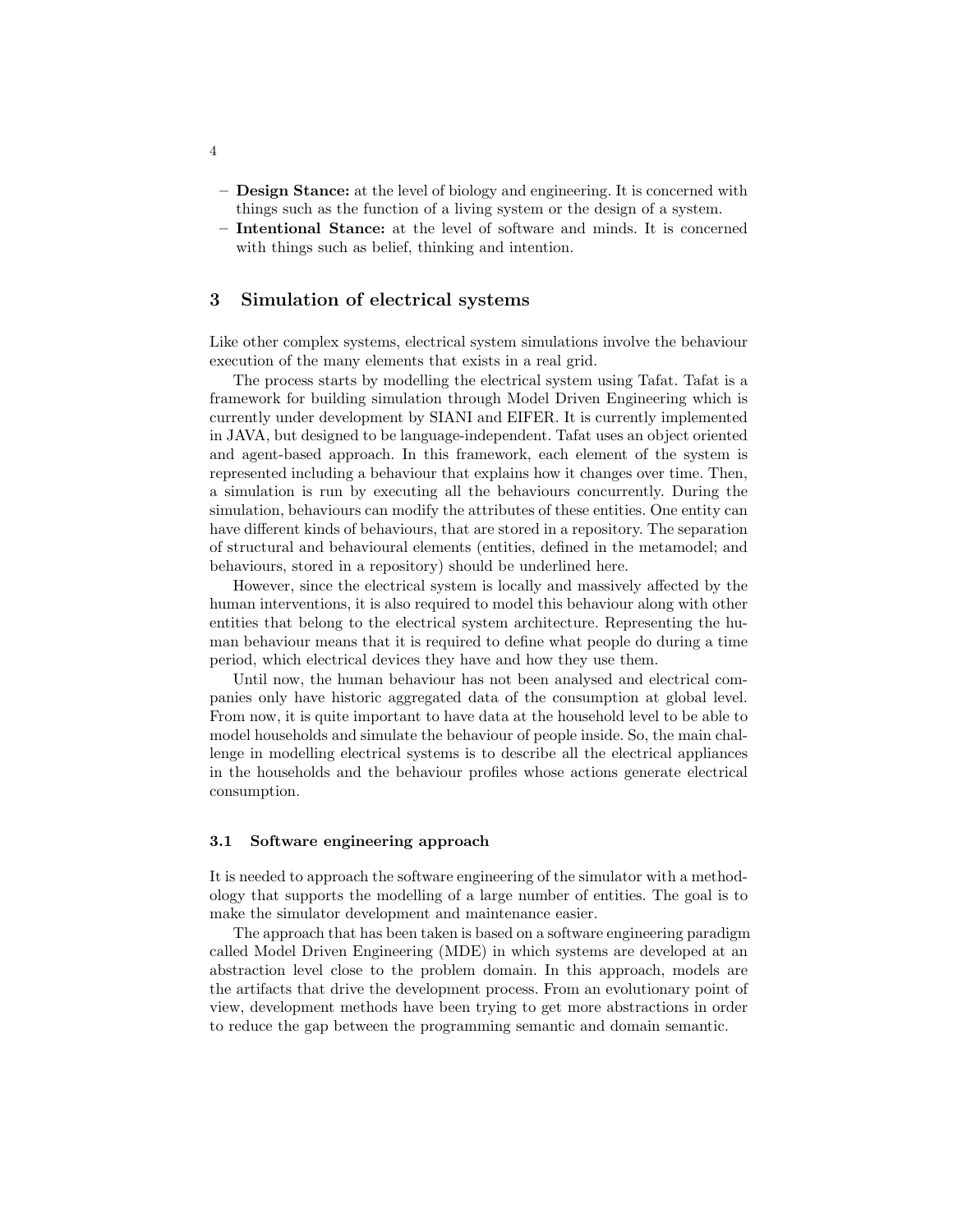- **Design Stance:** at the level of biology and engineering. It is concerned with things such as the function of a living system or the design of a system.
- **Intentional Stance:** at the level of software and minds. It is concerned with things such as belief, thinking and intention.

## 3 Simulation of electrical systems

Like other complex systems, electrical system simulations involve the behaviour execution of the many elements that exists in a real grid.

The process starts by modelling the electrical system using Tafat. Tafat is a framework for building simulation through Model Driven Engineering which is currently under development by SIANI and EIFER. It is currently implemented in JAVA, but designed to be language-independent. Tafat uses an object oriented and agent-based approach. In this framework, each element of the system is represented including a behaviour that explains how it changes over time. Then, a simulation is run by executing all the behaviours concurrently. During the simulation, behaviours can modify the attributes of these entities. One entity can have different kinds of behaviours, that are stored in a repository. The separation of structural and behavioural elements (entities, defined in the metamodel; and behaviours, stored in a repository) should be underlined here.

However, since the electrical system is locally and massively affected by the human interventions, it is also required to model this behaviour along with other entities that belong to the electrical system architecture. Representing the human behaviour means that it is required to define what people do during a time period, which electrical devices they have and how they use them.

Until now, the human behaviour has not been analysed and electrical companies only have historic aggregated data of the consumption at global level. From now, it is quite important to have data at the household level to be able to model households and simulate the behaviour of people inside. So, the main challenge in modelling electrical systems is to describe all the electrical appliances in the households and the behaviour profiles whose actions generate electrical consumption.

### 3.1 Software engineering approach

It is needed to approach the software engineering of the simulator with a methodology that supports the modelling of a large number of entities. The goal is to make the simulator development and maintenance easier.

The approach that has been taken is based on a software engineering paradigm called Model Driven Engineering (MDE) in which systems are developed at an abstraction level close to the problem domain. In this approach, models are the artifacts that drive the development process. From an evolutionary point of view, development methods have been trying to get more abstractions in order to reduce the gap between the programming semantic and domain semantic.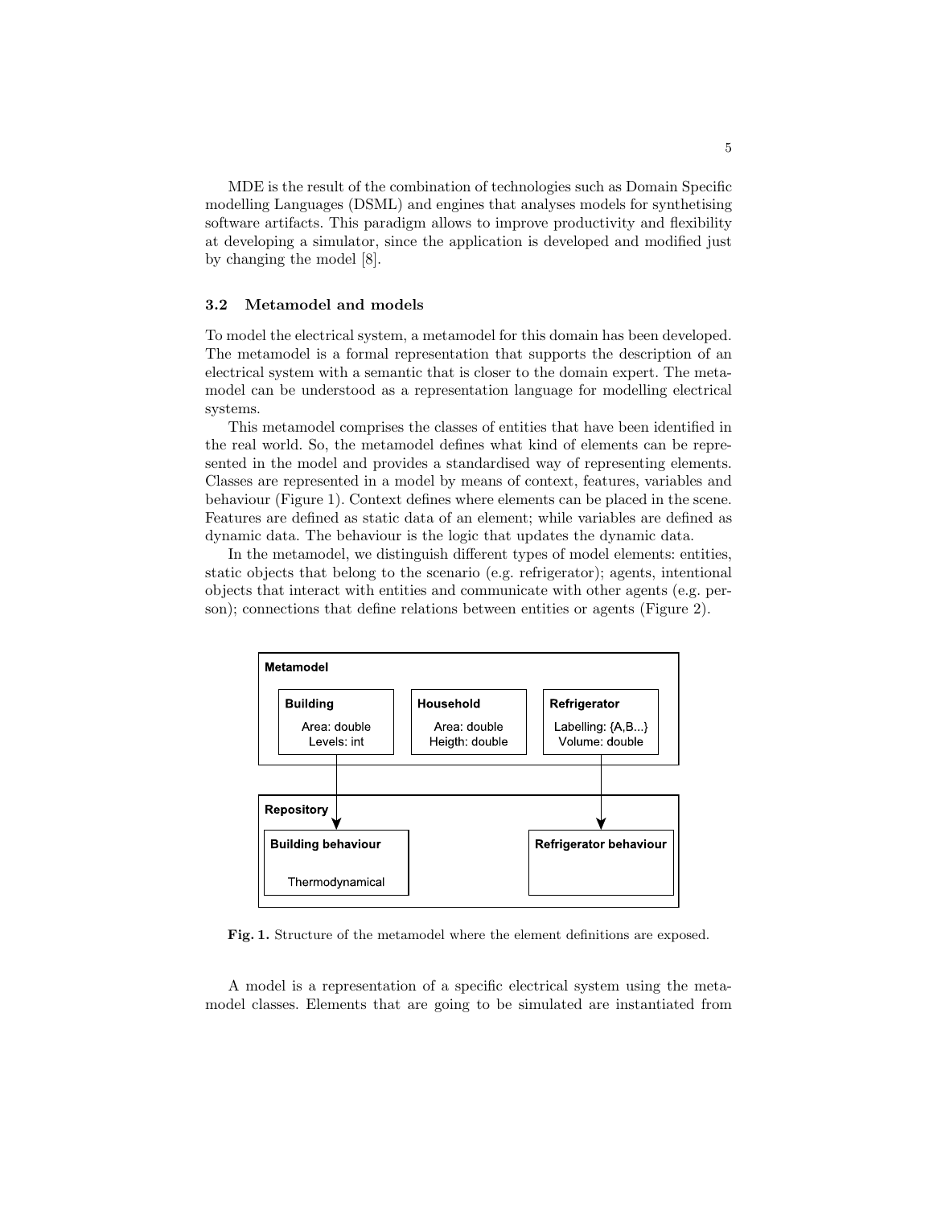MDE is the result of the combination of technologies such as Domain Specific modelling Languages (DSML) and engines that analyses models for synthetising software artifacts. This paradigm allows to improve productivity and flexibility at developing a simulator, since the application is developed and modified just by changing the model [8].

### 3.2 Metamodel and models

To model the electrical system, a metamodel for this domain has been developed. The metamodel is a formal representation that supports the description of an electrical system with a semantic that is closer to the domain expert. The metamodel can be understood as a representation language for modelling electrical systems.

This metamodel comprises the classes of entities that have been identified in the real world. So, the metamodel defines what kind of elements can be represented in the model and provides a standardised way of representing elements. Classes are represented in a model by means of context, features, variables and behaviour (Figure 1). Context defines where elements can be placed in the scene. Features are defined as static data of an element; while variables are defined as dynamic data. The behaviour is the logic that updates the dynamic data.

In the metamodel, we distinguish different types of model elements: entities, static objects that belong to the scenario (e.g. refrigerator); agents, intentional objects that interact with entities and communicate with other agents (e.g. person); connections that define relations between entities or agents (Figure 2).

**Fig. 1.** Structure of the metamodel where the element definitions are exposed.

A model is a representation of a specific electrical system using the metamodel classes. Elements that are going to be simulated are instantiated from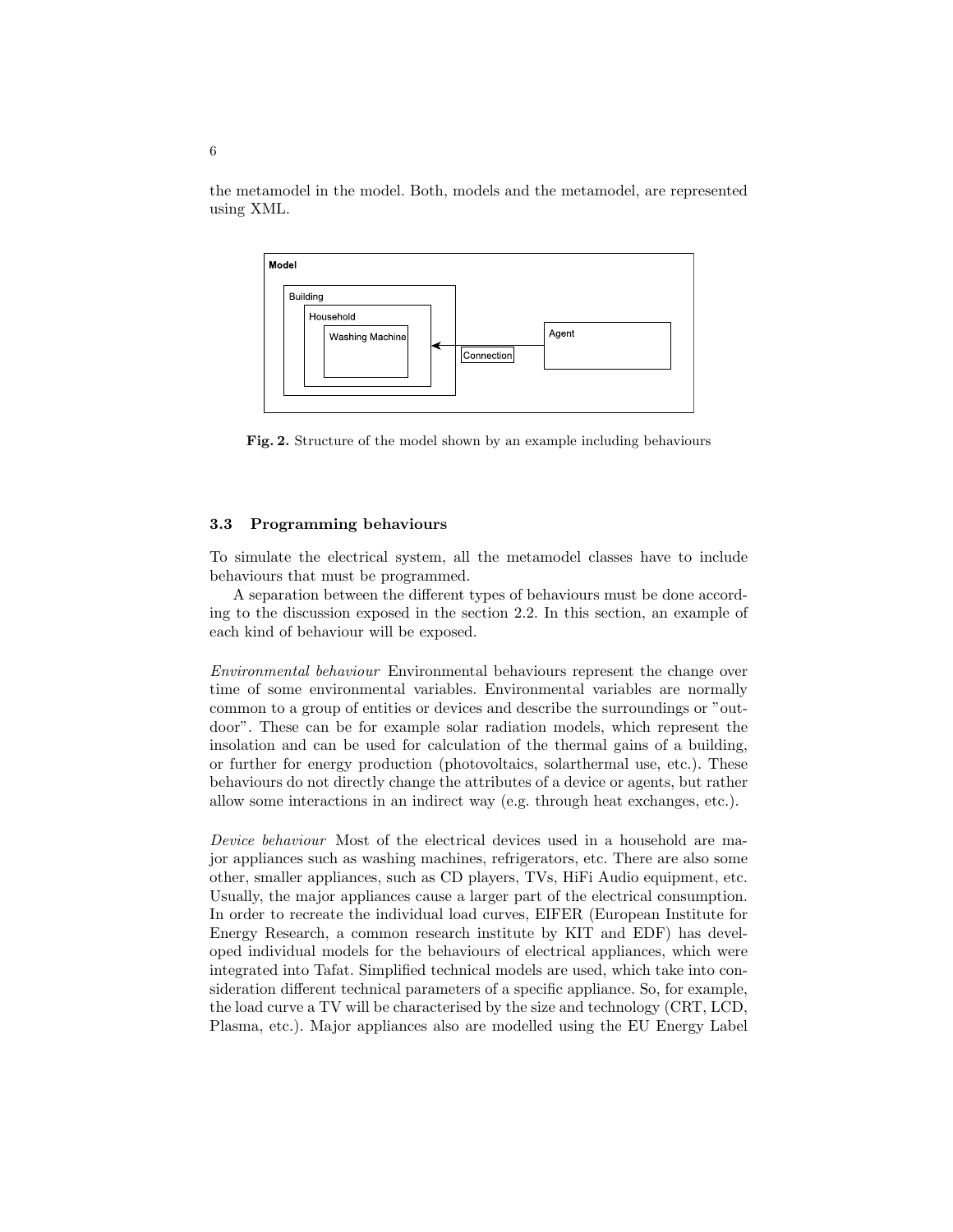the metamodel in the model. Both, models and the metamodel, are represented using XML.

**Fig. 2.** Structure of the model shown by an example including behaviours

### 3.3 Programming behaviours

To simulate the electrical system, all the metamodel classes have to include behaviours that must be programmed.

A separation between the different types of behaviours must be done according to the discussion exposed in the section 2.2. In this section, an example of each kind of behaviour will be exposed.

*Environmental behaviour* Environmental behaviours represent the change over time of some environmental variables. Environmental variables are normally common to a group of entities or devices and describe the surroundings or "outdoor". These can be for example solar radiation models, which represent the insolation and can be used for calculation of the thermal gains of a building, or further for energy production (photovoltaics, solarthermal use, etc.). These behaviours do not directly change the attributes of a device or agents, but rather allow some interactions in an indirect way (e.g. through heat exchanges, etc.).

*Device behaviour* Most of the electrical devices used in a household are major appliances such as washing machines, refrigerators, etc. There are also some other, smaller appliances, such as CD players, TVs, HiFi Audio equipment, etc. Usually, the major appliances cause a larger part of the electrical consumption. In order to recreate the individual load curves, EIFER (European Institute for Energy Research, a common research institute by KIT and EDF) has developed individual models for the behaviours of electrical appliances, which were integrated into Tafat. Simplified technical models are used, which take into consideration different technical parameters of a specific appliance. So, for example, the load curve a TV will be characterised by the size and technology (CRT, LCD, Plasma, etc.). Major appliances also are modelled using the EU Energy Label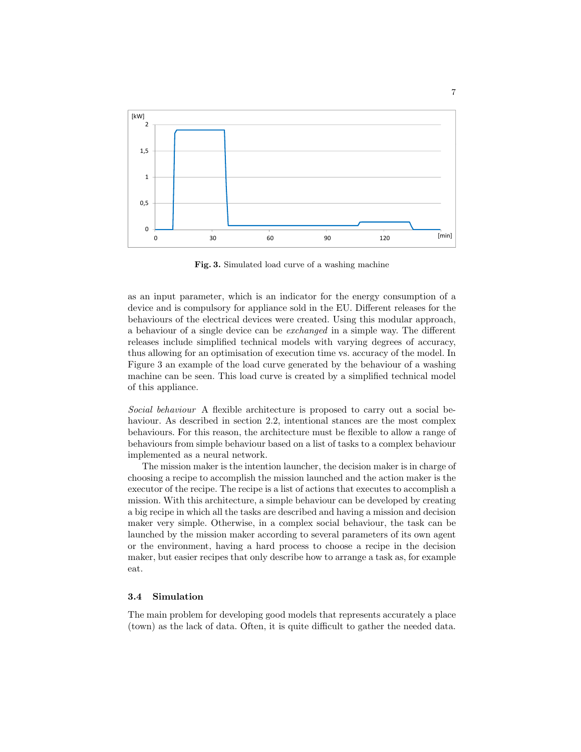**Fig. 3.** Simulated load curve of a washing machine

as an input parameter, which is an indicator for the energy consumption of a device and is compulsory for appliance sold in the EU. Different releases for the behaviours of the electrical devices were created. Using this modular approach, a behaviour of a single device can be *exchanged* in a simple way. The different releases include simplified technical models with varying degrees of accuracy, thus allowing for an optimisation of execution time vs. accuracy of the model. In Figure 3 an example of the load curve generated by the behaviour of a washing machine can be seen. This load curve is created by a simplified technical model of this appliance.

*Social behaviour* A flexible architecture is proposed to carry out a social behaviour. As described in section 2.2, intentional stances are the most complex behaviours. For this reason, the architecture must be flexible to allow a range of behaviours from simple behaviour based on a list of tasks to a complex behaviour implemented as a neural network.

The mission maker is the intention launcher, the decision maker is in charge of choosing a recipe to accomplish the mission launched and the action maker is the executor of the recipe. The recipe is a list of actions that executes to accomplish a mission. With this architecture, a simple behaviour can be developed by creating a big recipe in which all the tasks are described and having a mission and decision maker very simple. Otherwise, in a complex social behaviour, the task can be launched by the mission maker according to several parameters of its own agent or the environment, having a hard process to choose a recipe in the decision maker, but easier recipes that only describe how to arrange a task as, for example eat.

### 3.4 Simulation

The main problem for developing good models that represents accurately a place (town) as the lack of data. Often, it is quite difficult to gather the needed data.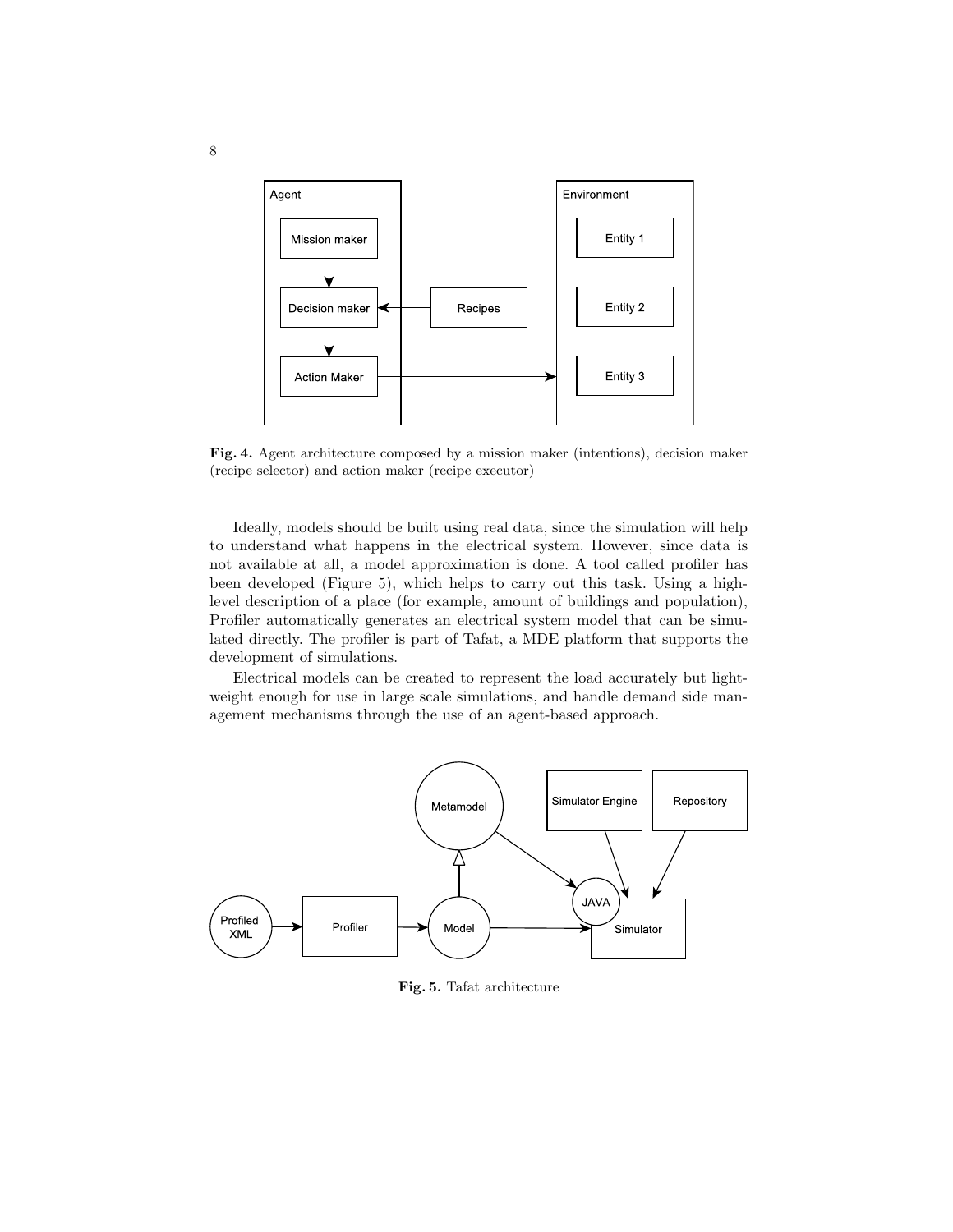Fig. 4. Agent architecture composed by a mission maker (intentions), decision maker (recipe selector) and action maker (recipe executor)

Ideally, models should be built using real data, since the simulation will help to understand what happens in the electrical system. However, since data is not available at all, a model approximation is done. A tool called profiler has been developed (Figure 5), which helps to carry out this task. Using a high-level description of a place (for example, amount of buildings and population), Profiler automatically generates an electrical system model that can be simulated directly. The profiler is part of Tafat, a MDE platform that supports the development of simulations.

Electrical models can be created to represent the load accurately but lightweight enough for use in large scale simulations, and handle demand side management mechanisms through the use of an agent-based approach.

Fig. 5. Tafat architecture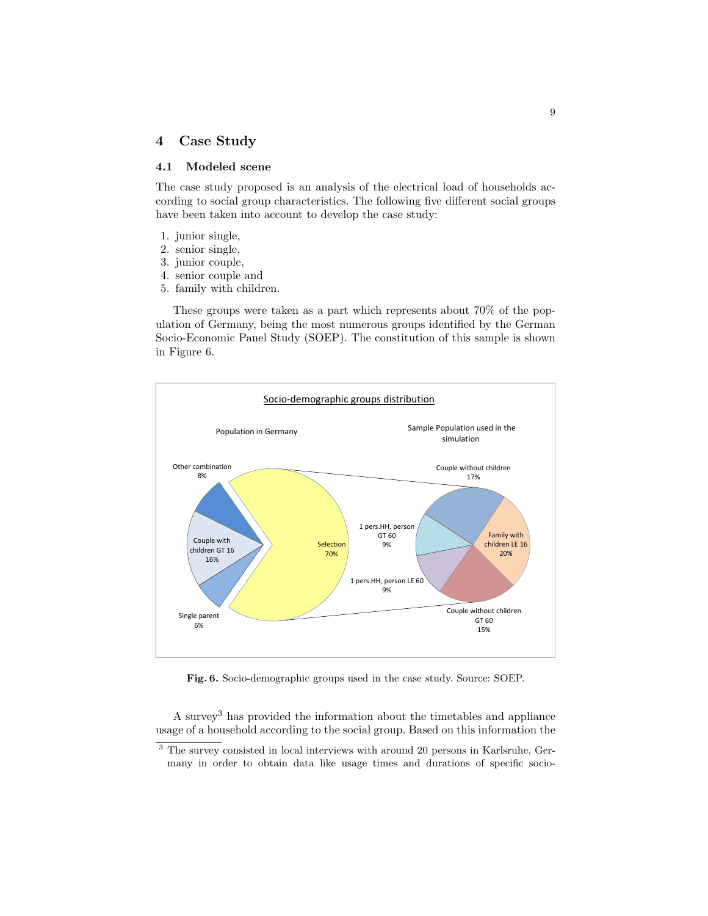## 4 Case Study

### 4.1 Modeled scene

The case study proposed is an analysis of the electrical load of households according to social group characteristics. The following five different social groups have been taken into account to develop the case study:

1. junior single,
2. senior single,
3. junior couple,
4. senior couple and
5. family with children.

These groups were taken as a part which represents about 70% of the population of Germany, being the most numerous groups identified by the German Socio-Economic Panel Study (SOEP). The constitution of this sample is shown in Figure 6.

**Fig. 6.** Socio-demographic groups used in the case study. Source: SOEP.

A survey[3] has provided the information about the timetables and appliance usage of a household according to the social group. Based on this information the

[3] The survey consisted in local interviews with around 20 persons in Karlsruhe, Germany in order to obtain data like usage times and durations of specific socio-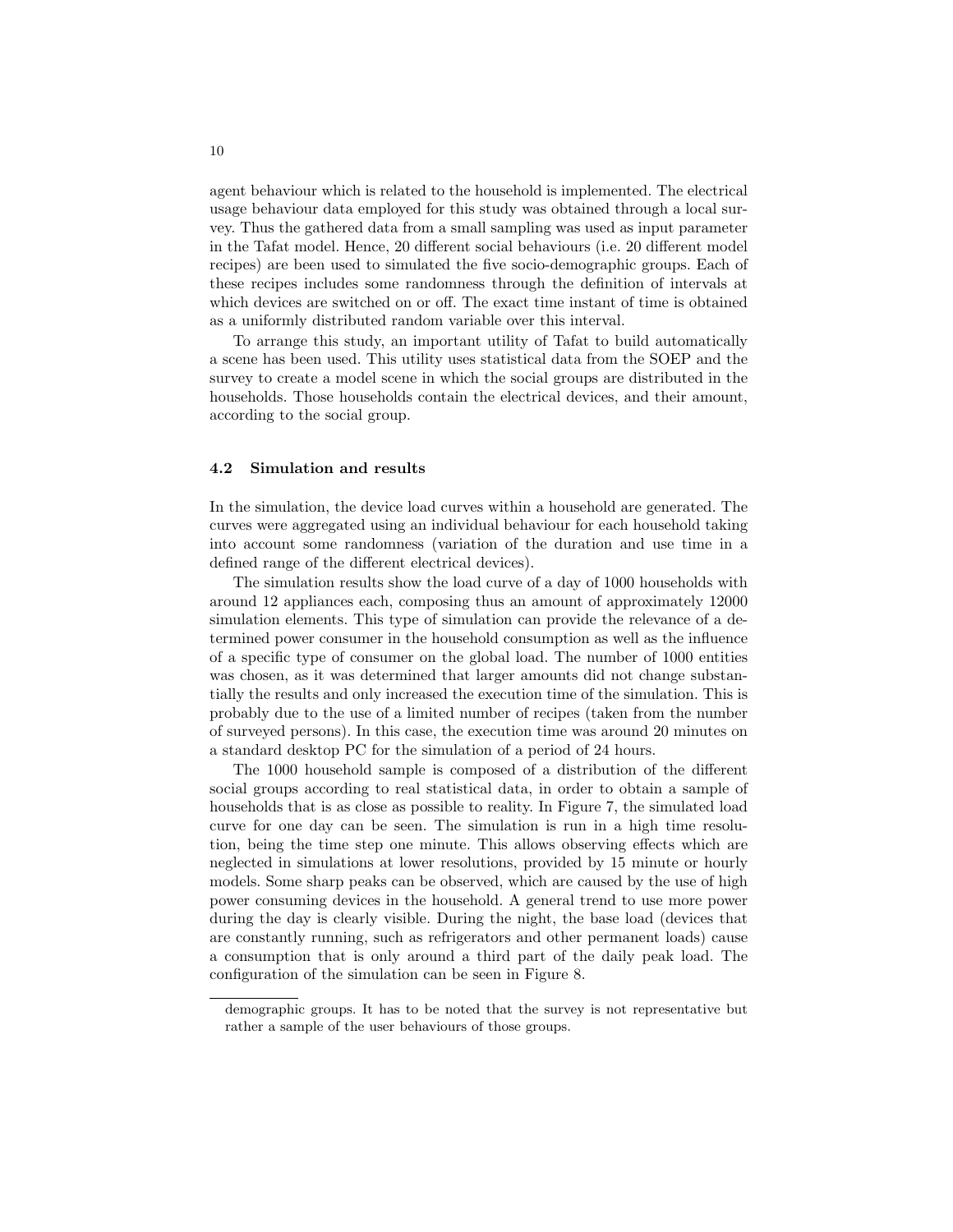agent behaviour which is related to the household is implemented. The electrical usage behaviour data employed for this study was obtained through a local survey. Thus the gathered data from a small sampling was used as input parameter in the Tafat model. Hence, 20 different social behaviours (i.e. 20 different model recipes) are been used to simulated the five socio-demographic groups. Each of these recipes includes some randomness through the definition of intervals at which devices are switched on or off. The exact time instant of time is obtained as a uniformly distributed random variable over this interval.

To arrange this study, an important utility of Tafat to build automatically a scene has been used. This utility uses statistical data from the SOEP and the survey to create a model scene in which the social groups are distributed in the households. Those households contain the electrical devices, and their amount, according to the social group.

### 4.2 Simulation and results

In the simulation, the device load curves within a household are generated. The curves were aggregated using an individual behaviour for each household taking into account some randomness (variation of the duration and use time in a defined range of the different electrical devices).

The simulation results show the load curve of a day of 1000 households with around 12 appliances each, composing thus an amount of approximately 12000 simulation elements. This type of simulation can provide the relevance of a determined power consumer in the household consumption as well as the influence of a specific type of consumer on the global load. The number of 1000 entities was chosen, as it was determined that larger amounts did not change substantially the results and only increased the execution time of the simulation. This is probably due to the use of a limited number of recipes (taken from the number of surveyed persons). In this case, the execution time was around 20 minutes on a standard desktop PC for the simulation of a period of 24 hours.

The 1000 household sample is composed of a distribution of the different social groups according to real statistical data, in order to obtain a sample of households that is as close as possible to reality. In Figure 7, the simulated load curve for one day can be seen. The simulation is run in a high time resolution, being the time step one minute. This allows observing effects which are neglected in simulations at lower resolutions, provided by 15 minute or hourly models. Some sharp peaks can be observed, which are caused by the use of high power consuming devices in the household. A general trend to use more power during the day is clearly visible. During the night, the base load (devices that are constantly running, such as refrigerators and other permanent loads) cause a consumption that is only around a third part of the daily peak load. The configuration of the simulation can be seen in Figure 8.

---

demographic groups. It has to be noted that the survey is not representative but rather a sample of the user behaviours of those groups.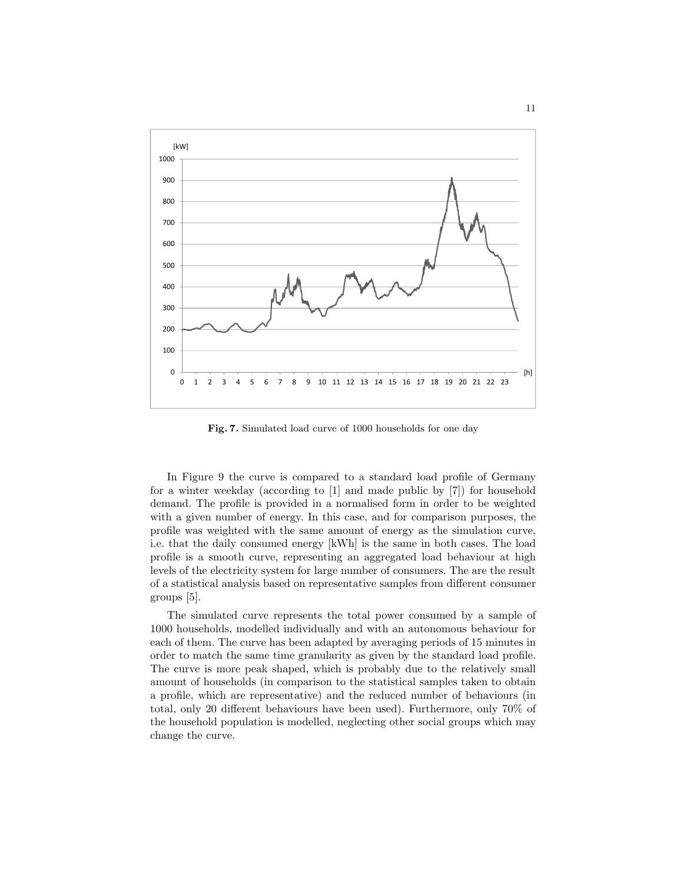Fig. 7. Simulated load curve of 1000 households for one day

In Figure 9 the curve is compared to a standard load profile of Germany for a winter weekday (according to [1] and made public by [7]) for household demand. The profile is provided in a normalised form in order to be weighted with a given number of energy. In this case, and for comparison purposes, the profile was weighted with the same amount of energy as the simulation curve, i.e. that the daily consumed energy [kWh] is the same in both cases. The load profile is a smooth curve, representing an aggregated load behaviour at high levels of the electricity system for large number of consumers. The are the result of a statistical analysis based on representative samples from different consumer groups [5].

The simulated curve represents the total power consumed by a sample of 1000 households, modelled individually and with an autonomous behaviour for each of them. The curve has been adapted by averaging periods of 15 minutes in order to match the same time granularity as given by the standard load profile. The curve is more peak shaped, which is probably due to the relatively small amount of households (in comparison to the statistical samples taken to obtain a profile, which are representative) and the reduced number of behaviours (in total, only 20 different behaviours have been used). Furthermore, only 70% of the household population is modelled, neglecting other social groups which may change the curve.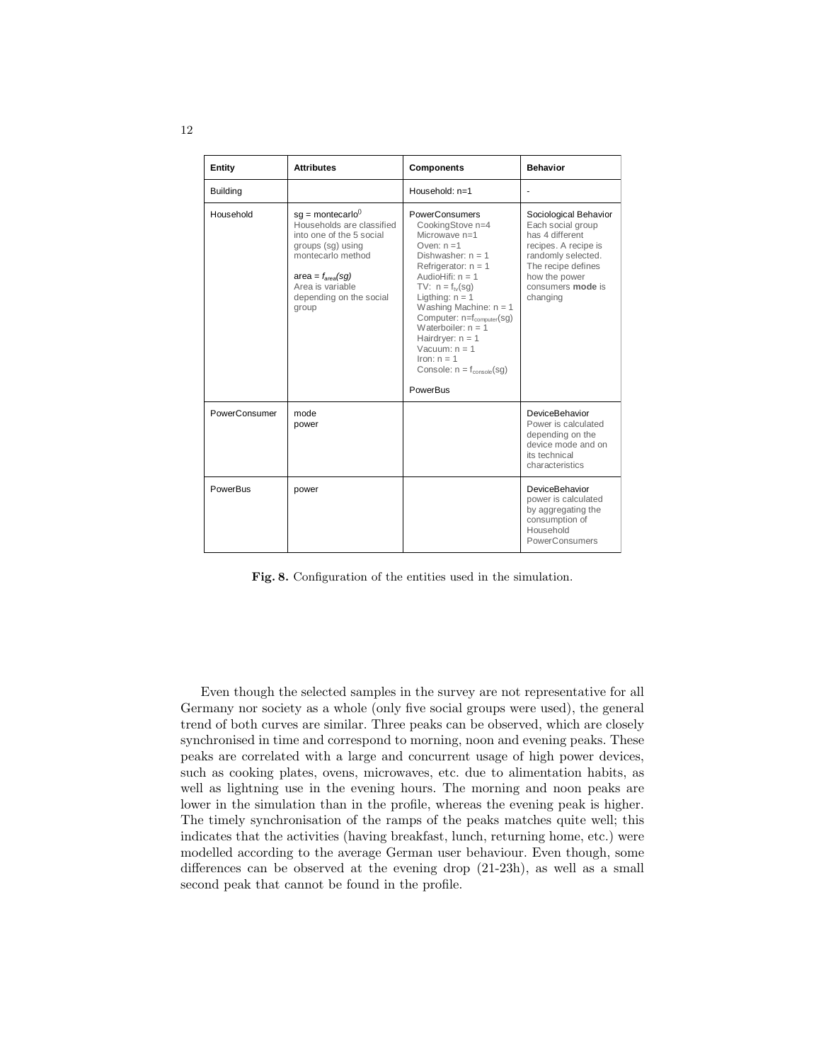| Entity | Attributes | Components | Behavior |
|---|---|---|---|
| Building | | Household: n=1 | - |
| Household | sg = montecarlo$^{()}$ Households are classified into one of the 5 social groups (sg) using montecarlo method<br><br>area = $f_{area}(sg)$ Area is variable depending on the social group | PowerConsumers<br>CookingStove n=4<br>Microwave n=1<br>Oven: n =1<br>Dishwasher: n = 1<br>Refrigerator: n = 1<br>AudioHifi: n = 1<br>TV: n = $f_{tv}$(sg)<br>Ligthing: n = 1<br>Washing Machine: n = 1<br>Computer: n=$f_{computer}$(sg)<br>Waterboiler: n = 1<br>Hairdryer: n = 1<br>Vacuum: n = 1<br>Iron: n = 1<br>Console: n = $f_{console}$(sg)<br><br>PowerBus | Sociological Behavior Each social group has 4 different recipes. A recipe is randomly selected. The recipe defines how the power consumers **mode** is changing |
| PowerConsumer | mode<br>power | | DeviceBehavior Power is calculated depending on the device mode and on its technical characteristics |
| PowerBus | power | | DeviceBehavior power is calculated by aggregating the consumption of Household PowerConsumers |

**Fig. 8.** Configuration of the entities used in the simulation.

Even though the selected samples in the survey are not representative for all Germany nor society as a whole (only five social groups were used), the general trend of both curves are similar. Three peaks can be observed, which are closely synchronised in time and correspond to morning, noon and evening peaks. These peaks are correlated with a large and concurrent usage of high power devices, such as cooking plates, ovens, microwaves, etc. due to alimentation habits, as well as lightning use in the evening hours. The morning and noon peaks are lower in the simulation than in the profile, whereas the evening peak is higher. The timely synchronisation of the ramps of the peaks matches quite well; this indicates that the activities (having breakfast, lunch, returning home, etc.) were modelled according to the average German user behaviour. Even though, some differences can be observed at the evening drop (21-23h), as well as a small second peak that cannot be found in the profile.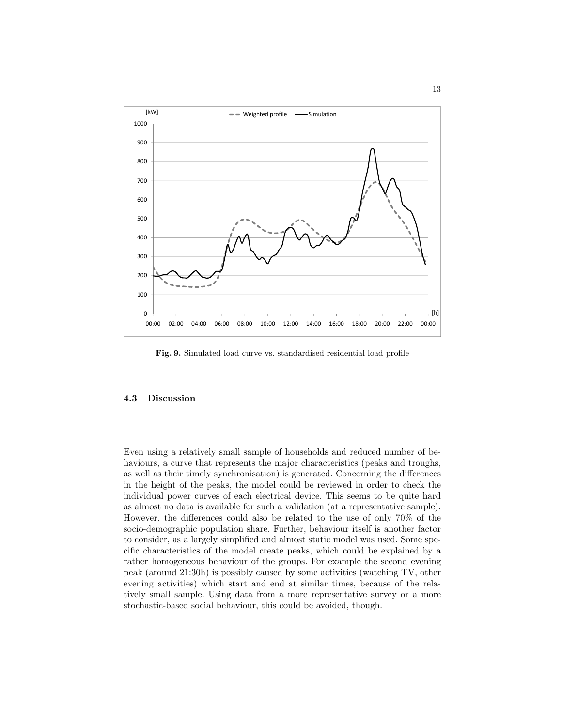Fig. 9. Simulated load curve vs. standardised residential load profile

### 4.3 Discussion

Even using a relatively small sample of households and reduced number of behaviours, a curve that represents the major characteristics (peaks and troughs, as well as their timely synchronisation) is generated. Concerning the differences in the height of the peaks, the model could be reviewed in order to check the individual power curves of each electrical device. This seems to be quite hard as almost no data is available for such a validation (at a representative sample). However, the differences could also be related to the use of only 70% of the socio-demographic population share. Further, behaviour itself is another factor to consider, as a largely simplified and almost static model was used. Some specific characteristics of the model create peaks, which could be explained by a rather homogeneous behaviour of the groups. For example the second evening peak (around 21:30h) is possibly caused by some activities (watching TV, other evening activities) which start and end at similar times, because of the relatively small sample. Using data from a more representative survey or a more stochastic-based social behaviour, this could be avoided, though.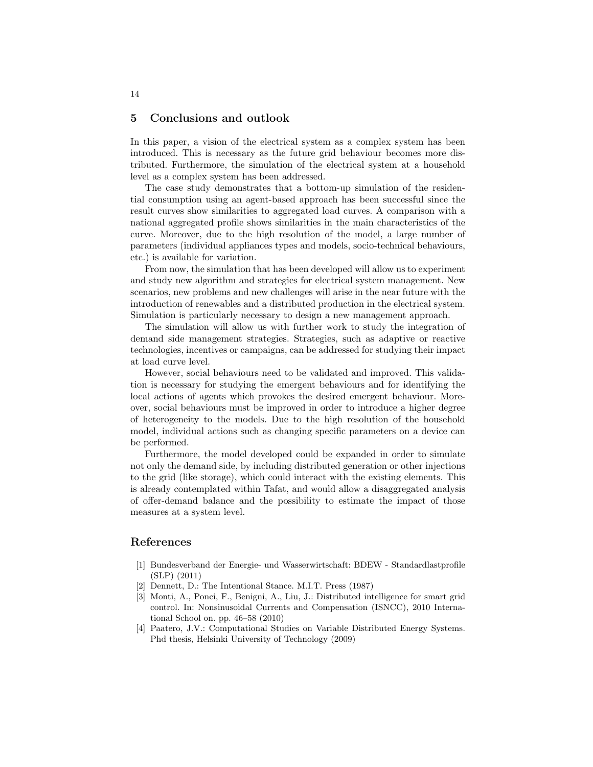## 5 Conclusions and outlook

In this paper, a vision of the electrical system as a complex system has been introduced. This is necessary as the future grid behaviour becomes more distributed. Furthermore, the simulation of the electrical system at a household level as a complex system has been addressed.

The case study demonstrates that a bottom-up simulation of the residential consumption using an agent-based approach has been successful since the result curves show similarities to aggregated load curves. A comparison with a national aggregated profile shows similarities in the main characteristics of the curve. Moreover, due to the high resolution of the model, a large number of parameters (individual appliances types and models, socio-technical behaviours, etc.) is available for variation.

From now, the simulation that has been developed will allow us to experiment and study new algorithm and strategies for electrical system management. New scenarios, new problems and new challenges will arise in the near future with the introduction of renewables and a distributed production in the electrical system. Simulation is particularly necessary to design a new management approach.

The simulation will allow us with further work to study the integration of demand side management strategies. Strategies, such as adaptive or reactive technologies, incentives or campaigns, can be addressed for studying their impact at load curve level.

However, social behaviours need to be validated and improved. This validation is necessary for studying the emergent behaviours and for identifying the local actions of agents which provokes the desired emergent behaviour. Moreover, social behaviours must be improved in order to introduce a higher degree of heterogeneity to the models. Due to the high resolution of the household model, individual actions such as changing specific parameters on a device can be performed.

Furthermore, the model developed could be expanded in order to simulate not only the demand side, by including distributed generation or other injections to the grid (like storage), which could interact with the existing elements. This is already contemplated within Tafat, and would allow a disaggregated analysis of offer-demand balance and the possibility to estimate the impact of those measures at a system level.

## References

[1] Bundesverband der Energie- und Wasserwirtschaft: BDEW - Standardlastprofile (SLP) (2011)

[2] Dennett, D.: The Intentional Stance. M.I.T. Press (1987)

[3] Monti, A., Ponci, F., Benigni, A., Liu, J.: Distributed intelligence for smart grid control. In: Nonsinusoidal Currents and Compensation (ISNCC), 2010 International School on. pp. 46–58 (2010)

[4] Paatero, J.V.: Computational Studies on Variable Distributed Energy Systems. Phd thesis, Helsinki University of Technology (2009)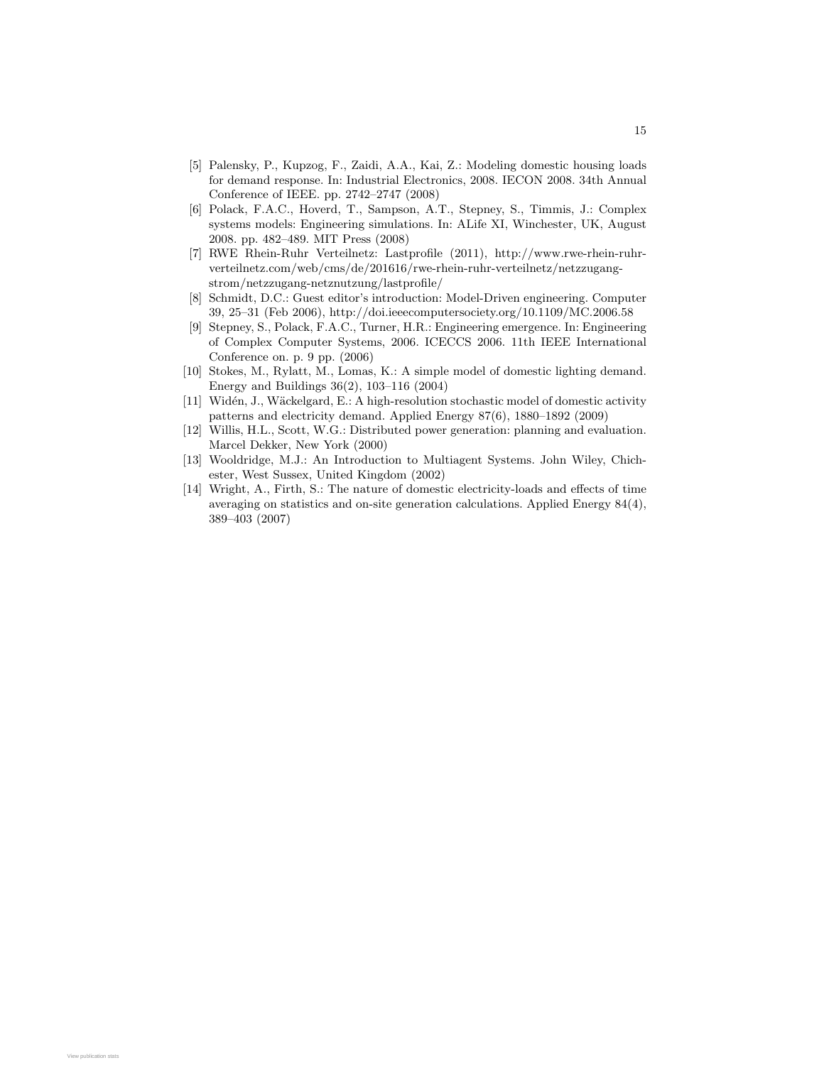[5] Palensky, P., Kupzog, F., Zaidi, A.A., Kai, Z.: Modeling domestic housing loads for demand response. In: Industrial Electronics, 2008. IECON 2008. 34th Annual Conference of IEEE. pp. 2742–2747 (2008)

[6] Polack, F.A.C., Hoverd, T., Sampson, A.T., Stepney, S., Timmis, J.: Complex systems models: Engineering simulations. In: ALife XI, Winchester, UK, August 2008. pp. 482–489. MIT Press (2008)

[7] RWE Rhein-Ruhr Verteilnetz: Lastprofile (2011), http://www.rwe-rhein-ruhr-verteilnetz.com/web/cms/de/201616/rwe-rhein-ruhr-verteilnetz/netzzugang-strom/netzzugang-netznutzung/lastprofile/

[8] Schmidt, D.C.: Guest editor's introduction: Model-Driven engineering. Computer 39, 25–31 (Feb 2006), http://doi.ieeecomputersociety.org/10.1109/MC.2006.58

[9] Stepney, S., Polack, F.A.C., Turner, H.R.: Engineering emergence. In: Engineering of Complex Computer Systems, 2006. ICECCS 2006. 11th IEEE International Conference on. p. 9 pp. (2006)

[10] Stokes, M., Rylatt, M., Lomas, K.: A simple model of domestic lighting demand. Energy and Buildings 36(2), 103–116 (2004)

[11] Widén, J., Wäckelgard, E.: A high-resolution stochastic model of domestic activity patterns and electricity demand. Applied Energy 87(6), 1880–1892 (2009)

[12] Willis, H.L., Scott, W.G.: Distributed power generation: planning and evaluation. Marcel Dekker, New York (2000)

[13] Wooldridge, M.J.: An Introduction to Multiagent Systems. John Wiley, Chichester, West Sussex, United Kingdom (2002)

[14] Wright, A., Firth, S.: The nature of domestic electricity-loads and effects of time averaging on statistics and on-site generation calculations. Applied Energy 84(4), 389–403 (2007)